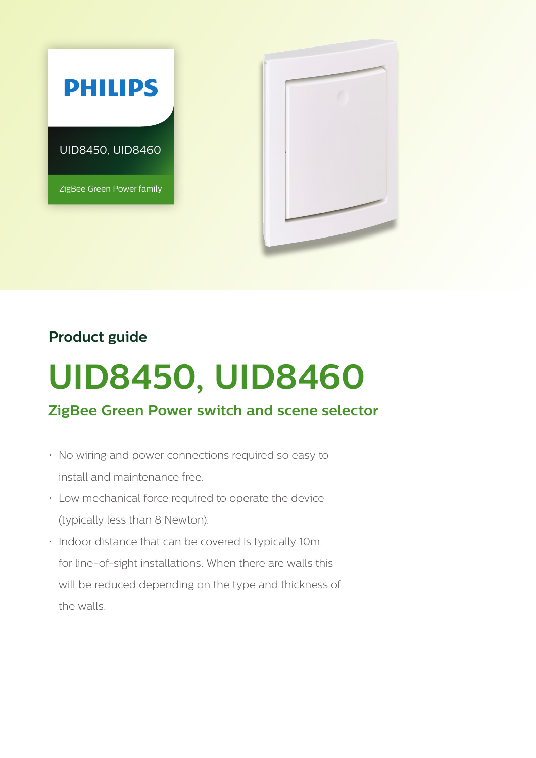PHILIPS

UID8450, UID8460

ZigBee Green Power family

## Product guide

# UID8450, UID8460

### ZigBee Green Power switch and scene selector

- No wiring and power connections required so easy to install and maintenance free.
- Low mechanical force required to operate the device (typically less than 8 Newton).
- Indoor distance that can be covered is typically 10m. for line-of-sight installations. When there are walls this will be reduced depending on the type and thickness of the walls.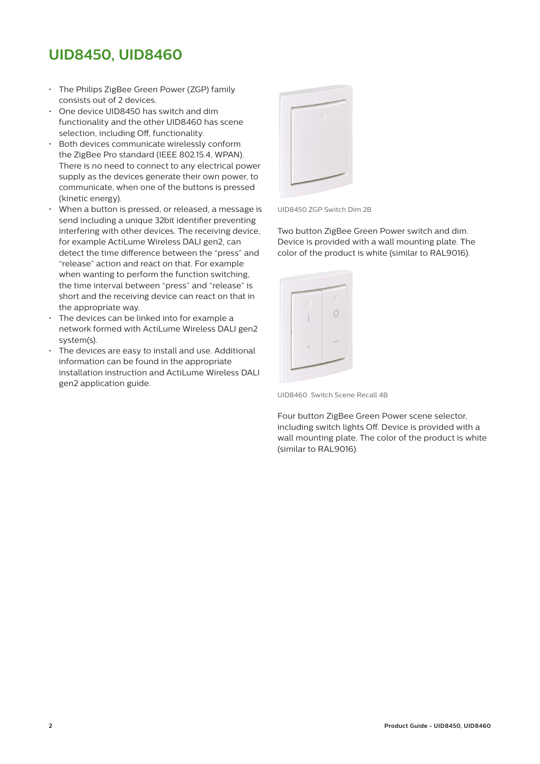# UID8450, UID8460

- The Philips ZigBee Green Power (ZGP) family consists out of 2 devices.
- One device UID8450 has switch and dim functionality and the other UID8460 has scene selection, including Off, functionality.
- Both devices communicate wirelessly conform the ZigBee Pro standard (IEEE 802.15.4, WPAN). There is no need to connect to any electrical power supply as the devices generate their own power, to communicate, when one of the buttons is pressed (kinetic energy).
- When a button is pressed, or released, a message is send including a unique 32bit identifier preventing interfering with other devices. The receiving device, for example ActiLume Wireless DALI gen2, can detect the time difference between the "press" and "release" action and react on that. For example when wanting to perform the function switching, the time interval between "press" and "release" is short and the receiving device can react on that in the appropriate way.
- The devices can be linked into for example a network formed with ActiLume Wireless DALI gen2 system(s).
- The devices are easy to install and use. Additional information can be found in the appropriate installation instruction and ActiLume Wireless DALI gen2 application guide.

UID8450 ZGP Switch Dim 2B

Two button ZigBee Green Power switch and dim. Device is provided with a wall mounting plate. The color of the product is white (similar to RAL9016).

UID8460 Switch Scene Recall 4B

Four button ZigBee Green Power scene selector, including switch lights Off. Device is provided with a wall mounting plate. The color of the product is white (similar to RAL9016).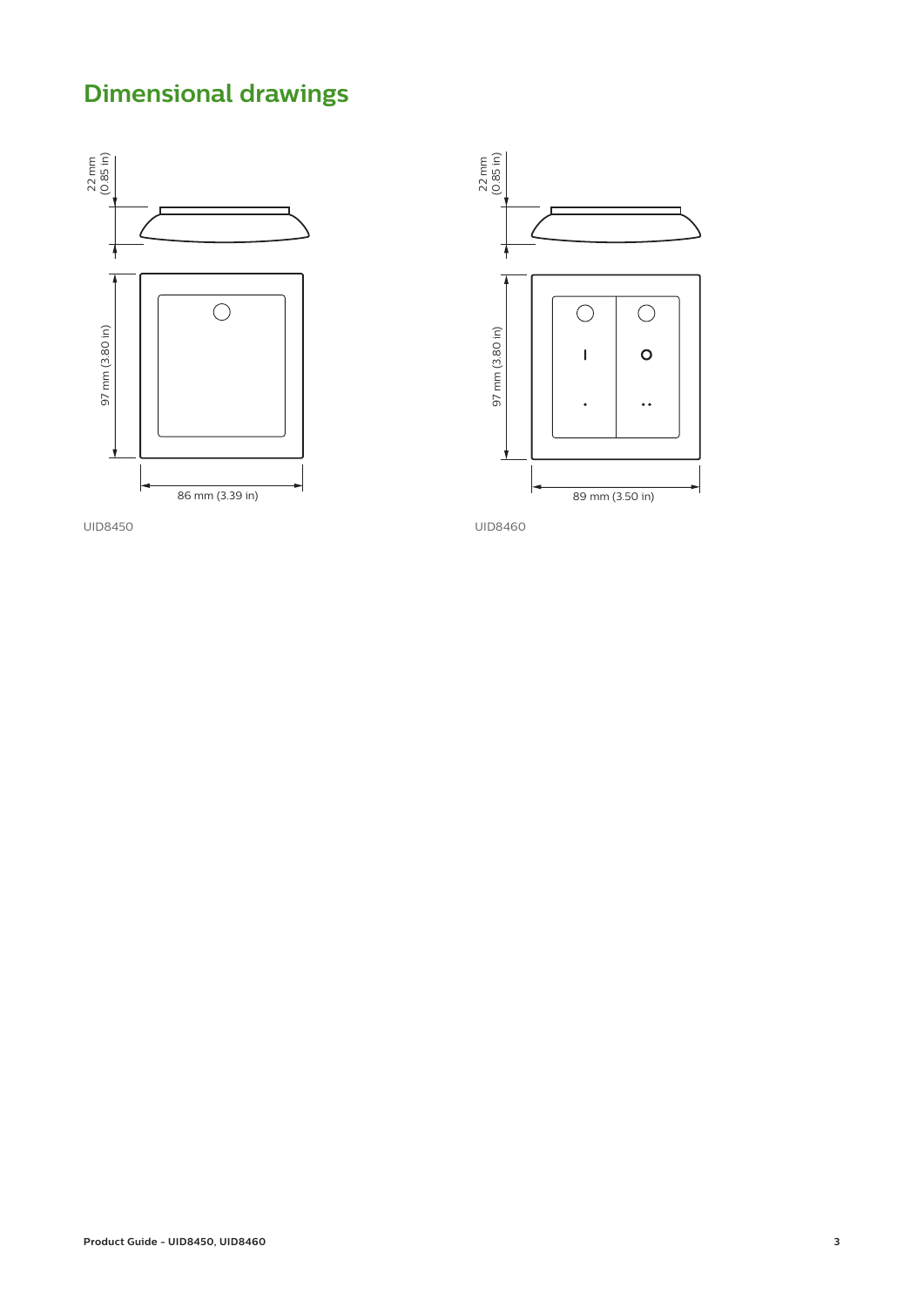# Dimensional drawings

22 mm (0.85 in)

97 mm (3.80 in)

86 mm (3.39 in)

UID8450

22 mm (0.85 in)

97 mm (3.80 in)

89 mm (3.50 in)

UID8460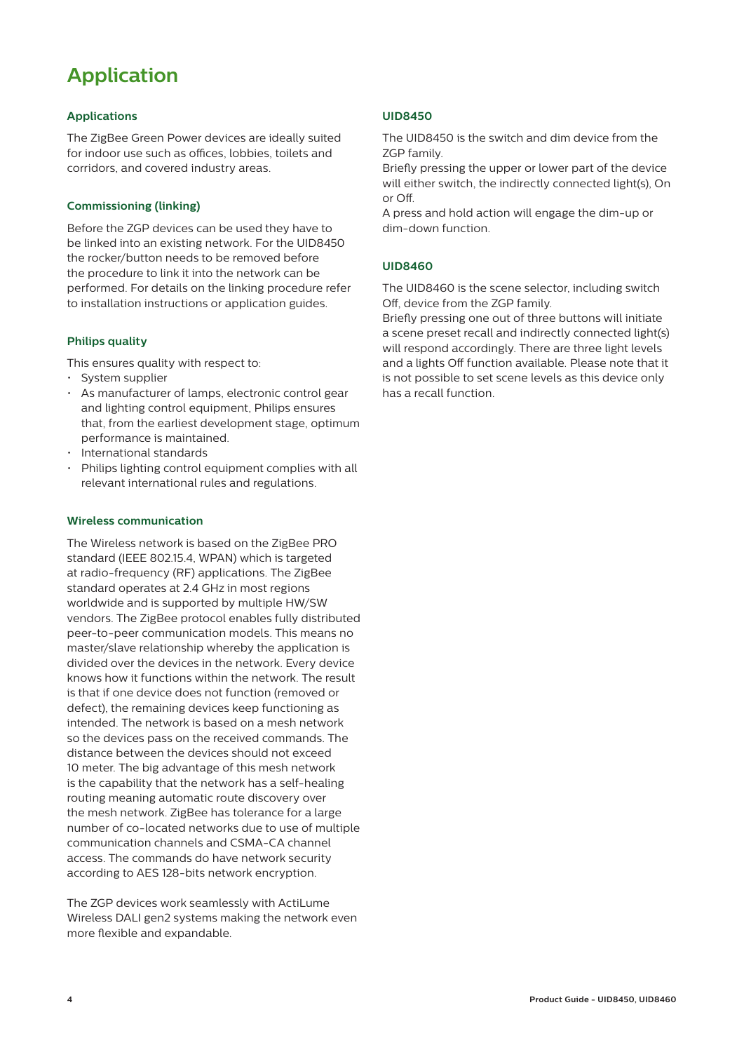# Application

## Applications

The ZigBee Green Power devices are ideally suited for indoor use such as offices, lobbies, toilets and corridors, and covered industry areas.

## Commissioning (linking)

Before the ZGP devices can be used they have to be linked into an existing network. For the UID8450 the rocker/button needs to be removed before the procedure to link it into the network can be performed. For details on the linking procedure refer to installation instructions or application guides.

## Philips quality

This ensures quality with respect to:

- System supplier
- As manufacturer of lamps, electronic control gear and lighting control equipment, Philips ensures that, from the earliest development stage, optimum performance is maintained.
- International standards
- Philips lighting control equipment complies with all relevant international rules and regulations.

## Wireless communication

The Wireless network is based on the ZigBee PRO standard (IEEE 802.15.4, WPAN) which is targeted at radio-frequency (RF) applications. The ZigBee standard operates at 2.4 GHz in most regions worldwide and is supported by multiple HW/SW vendors. The ZigBee protocol enables fully distributed peer-to-peer communication models. This means no master/slave relationship whereby the application is divided over the devices in the network. Every device knows how it functions within the network. The result is that if one device does not function (removed or defect), the remaining devices keep functioning as intended. The network is based on a mesh network so the devices pass on the received commands. The distance between the devices should not exceed 10 meter. The big advantage of this mesh network is the capability that the network has a self-healing routing meaning automatic route discovery over the mesh network. ZigBee has tolerance for a large number of co-located networks due to use of multiple communication channels and CSMA-CA channel access. The commands do have network security according to AES 128-bits network encryption.

The ZGP devices work seamlessly with ActiLume Wireless DALI gen2 systems making the network even more flexible and expandable.

## UID8450

The UID8450 is the switch and dim device from the ZGP family.
Briefly pressing the upper or lower part of the device will either switch, the indirectly connected light(s), On or Off.
A press and hold action will engage the dim-up or dim-down function.

## UID8460

The UID8460 is the scene selector, including switch Off, device from the ZGP family.
Briefly pressing one out of three buttons will initiate a scene preset recall and indirectly connected light(s) will respond accordingly. There are three light levels and a lights Off function available. Please note that it is not possible to set scene levels as this device only has a recall function.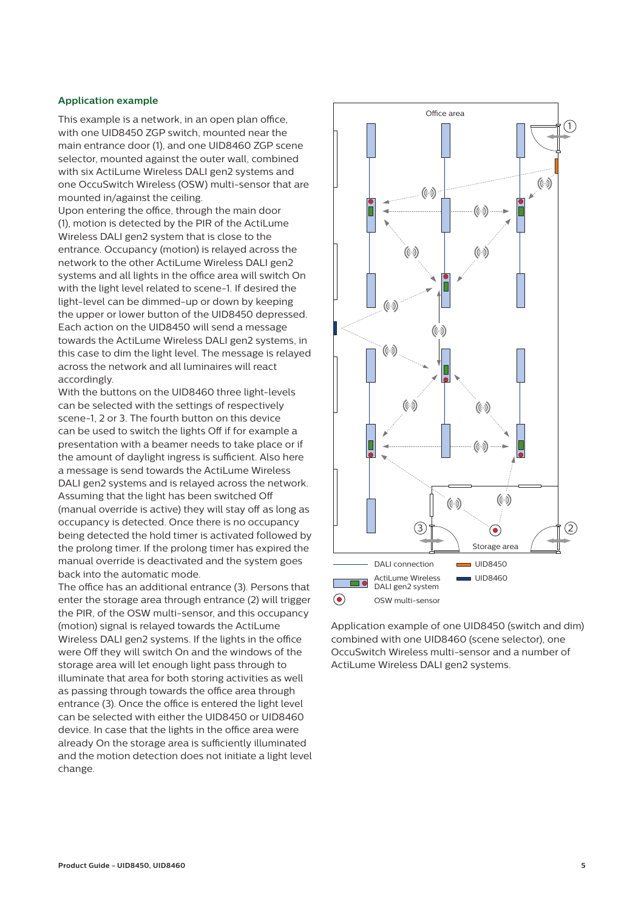## Application example

This example is a network, in an open plan office, with one UID8450 ZGP switch, mounted near the main entrance door (1), and one UID8460 ZGP scene selector, mounted against the outer wall, combined with six ActiLume Wireless DALI gen2 systems and one OccuSwitch Wireless (OSW) multi-sensor that are mounted in/against the ceiling.

Upon entering the office, through the main door (1), motion is detected by the PIR of the ActiLume Wireless DALI gen2 system that is close to the entrance. Occupancy (motion) is relayed across the network to the other ActiLume Wireless DALI gen2 systems and all lights in the office area will switch On with the light level related to scene-1. If desired the light-level can be dimmed-up or down by keeping the upper or lower button of the UID8450 depressed. Each action on the UID8450 will send a message towards the ActiLume Wireless DALI gen2 systems, in this case to dim the light level. The message is relayed across the network and all luminaires will react accordingly.

With the buttons on the UID8460 three light-levels can be selected with the settings of respectively scene-1, 2 or 3. The fourth button on this device can be used to switch the lights Off if for example a presentation with a beamer needs to take place or if the amount of daylight ingress is sufficient. Also here a message is send towards the ActiLume Wireless DALI gen2 systems and is relayed across the network. Assuming that the light has been switched Off (manual override is active) they will stay off as long as occupancy is detected. Once there is no occupancy being detected the hold timer is activated followed by the prolong timer. If the prolong timer has expired the manual override is deactivated and the system goes back into the automatic mode.

The office has an additional entrance (3). Persons that enter the storage area through entrance (2) will trigger the PIR, of the OSW multi-sensor, and this occupancy (motion) signal is relayed towards the ActiLume Wireless DALI gen2 systems. If the lights in the office were Off they will switch On and the windows of the storage area will let enough light pass through to illuminate that area for both storing activities as well as passing through towards the office area through entrance (3). Once the office is entered the light level can be selected with either the UID8450 or UID8460 device. In case that the lights in the office area were already On the storage area is sufficiently illuminated and the motion detection does not initiate a light level change.

Office area

Storage area

DALI connection

ActiLume Wireless DALI gen2 system

OSW multi-sensor

UID8450

UID8460

Application example of one UID8450 (switch and dim) combined with one UID8460 (scene selector), one OccuSwitch Wireless multi-sensor and a number of ActiLume Wireless DALI gen2 systems.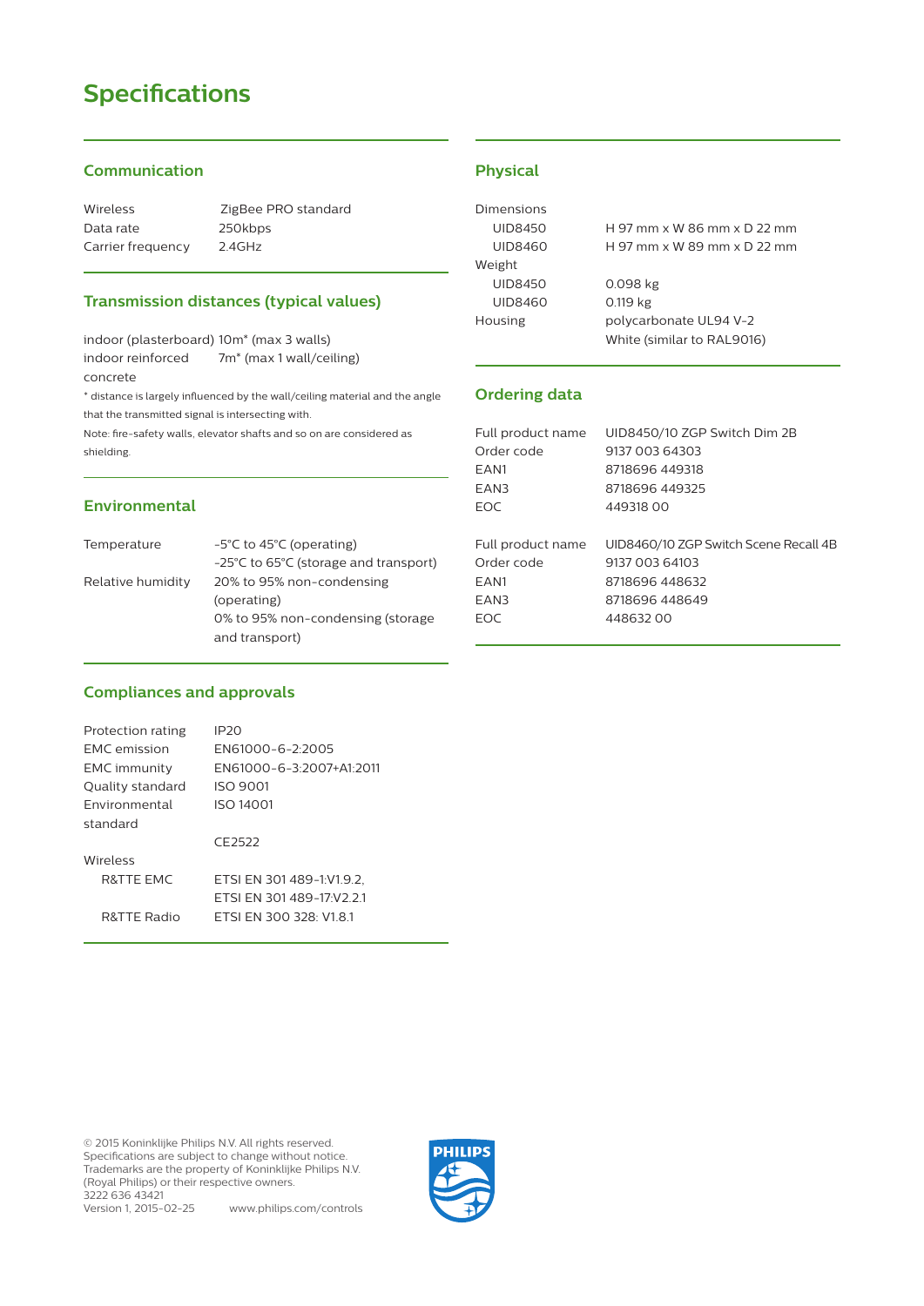# Specifications

## Communication

| | |
|---|---|
| Wireless | ZigBee PRO standard |
| Data rate | 250kbps |
| Carrier frequency | 2.4GHz |

## Transmission distances (typical values)

| | |
|---|---|
| indoor (plasterboard) | 10m* (max 3 walls) |
| indoor reinforced concrete | 7m* (max 1 wall/ceiling) |

* distance is largely influenced by the wall/ceiling material and the angle that the transmitted signal is intersecting with.

Note: fire-safety walls, elevator shafts and so on are considered as shielding.

## Environmental

| | |
|---|---|
| Temperature | -5°C to 45°C (operating) |
| | -25°C to 65°C (storage and transport) |
| Relative humidity | 20% to 95% non-condensing (operating) |
| | 0% to 95% non-condensing (storage and transport) |

## Compliances and approvals

| | |
|---|---|
| Protection rating | IP20 |
| EMC emission | EN61000-6-2:2005 |
| EMC immunity | EN61000-6-3:2007+A1:2011 |
| Quality standard | ISO 9001 |
| Environmental standard | ISO 14001 |
| | CE2522 |
| Wireless | |
| R&TTE EMC | ETSI EN 301 489-1:V1.9.2, ETSI EN 301 489-17:V2.2.1 |
| R&TTE Radio | ETSI EN 300 328: V1.8.1 |

## Physical

| | |
|---|---|
| Dimensions | |
| UID8450 | H 97 mm x W 86 mm x D 22 mm |
| UID8460 | H 97 mm x W 89 mm x D 22 mm |
| Weight | |
| UID8450 | 0.098 kg |
| UID8460 | 0.119 kg |
| Housing | polycarbonate UL94 V-2 |
| | White (similar to RAL9016) |

## Ordering data

| | |
|---|---|
| Full product name | UID8450/10 ZGP Switch Dim 2B |
| Order code | 9137 003 64303 |
| EAN1 | 8718696 449318 |
| EAN3 | 8718696 449325 |
| EOC | 449318 00 |
| | |
| Full product name | UID8460/10 ZGP Switch Scene Recall 4B |
| Order code | 9137 003 64103 |
| EAN1 | 8718696 448632 |
| EAN3 | 8718696 448649 |
| EOC | 448632 00 |

© 2015 Koninklijke Philips N.V. All rights reserved.
Specifications are subject to change without notice.
Trademarks are the property of Koninklijke Philips N.V. (Royal Philips) or their respective owners.
3222 636 43421
Version 1, 2015-02-25 www.philips.com/controls

PHILIPS